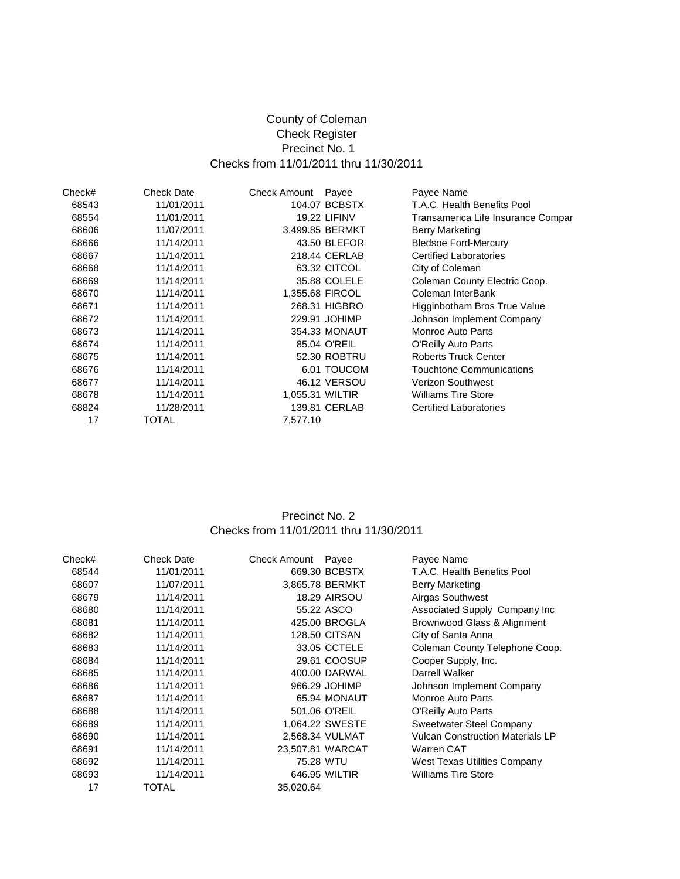# County of Coleman
## Check Register
### Precinct No. 1
Checks from 11/01/2011 thru 11/30/2011

| Check# | Check Date | Check Amount | Payee | Payee Name |
|---|---|---|---|---|
| 68543 | 11/01/2011 | 104.07 | BCBSTX | T.A.C. Health Benefits Pool |
| 68554 | 11/01/2011 | 19.22 | LIFINV | Transamerica Life Insurance Compar |
| 68606 | 11/07/2011 | 3,499.85 | BERMKT | Berry Marketing |
| 68666 | 11/14/2011 | 43.50 | BLEFOR | Bledsoe Ford-Mercury |
| 68667 | 11/14/2011 | 218.44 | CERLAB | Certified Laboratories |
| 68668 | 11/14/2011 | 63.32 | CITCOL | City of Coleman |
| 68669 | 11/14/2011 | 35.88 | COLELE | Coleman County Electric Coop. |
| 68670 | 11/14/2011 | 1,355.68 | FIRCOL | Coleman InterBank |
| 68671 | 11/14/2011 | 268.31 | HIGBRO | Higginbotham Bros True Value |
| 68672 | 11/14/2011 | 229.91 | JOHIMP | Johnson Implement Company |
| 68673 | 11/14/2011 | 354.33 | MONAUT | Monroe Auto Parts |
| 68674 | 11/14/2011 | 85.04 | O'REIL | O'Reilly Auto Parts |
| 68675 | 11/14/2011 | 52.30 | ROBTRU | Roberts Truck Center |
| 68676 | 11/14/2011 | 6.01 | TOUCOM | Touchtone Communications |
| 68677 | 11/14/2011 | 46.12 | VERSOU | Verizon Southwest |
| 68678 | 11/14/2011 | 1,055.31 | WILTIR | Williams Tire Store |
| 68824 | 11/28/2011 | 139.81 | CERLAB | Certified Laboratories |
| 17 | TOTAL | 7,577.10 | | |

### Precinct No. 2
Checks from 11/01/2011 thru 11/30/2011

| Check# | Check Date | Check Amount | Payee | Payee Name |
|---|---|---|---|---|
| 68544 | 11/01/2011 | 669.30 | BCBSTX | T.A.C. Health Benefits Pool |
| 68607 | 11/07/2011 | 3,865.78 | BERMKT | Berry Marketing |
| 68679 | 11/14/2011 | 18.29 | AIRSOU | Airgas Southwest |
| 68680 | 11/14/2011 | 55.22 | ASCO | Associated Supply Company Inc |
| 68681 | 11/14/2011 | 425.00 | BROGLA | Brownwood Glass & Alignment |
| 68682 | 11/14/2011 | 128.50 | CITSAN | City of Santa Anna |
| 68683 | 11/14/2011 | 33.05 | CCTELE | Coleman County Telephone Coop. |
| 68684 | 11/14/2011 | 29.61 | COOSUP | Cooper Supply, Inc. |
| 68685 | 11/14/2011 | 400.00 | DARWAL | Darrell Walker |
| 68686 | 11/14/2011 | 966.29 | JOHIMP | Johnson Implement Company |
| 68687 | 11/14/2011 | 65.94 | MONAUT | Monroe Auto Parts |
| 68688 | 11/14/2011 | 501.06 | O'REIL | O'Reilly Auto Parts |
| 68689 | 11/14/2011 | 1,064.22 | SWESTE | Sweetwater Steel Company |
| 68690 | 11/14/2011 | 2,568.34 | VULMAT | Vulcan Construction Materials LP |
| 68691 | 11/14/2011 | 23,507.81 | WARCAT | Warren CAT |
| 68692 | 11/14/2011 | 75.28 | WTU | West Texas Utilities Company |
| 68693 | 11/14/2011 | 646.95 | WILTIR | Williams Tire Store |
| 17 | TOTAL | 35,020.64 | | |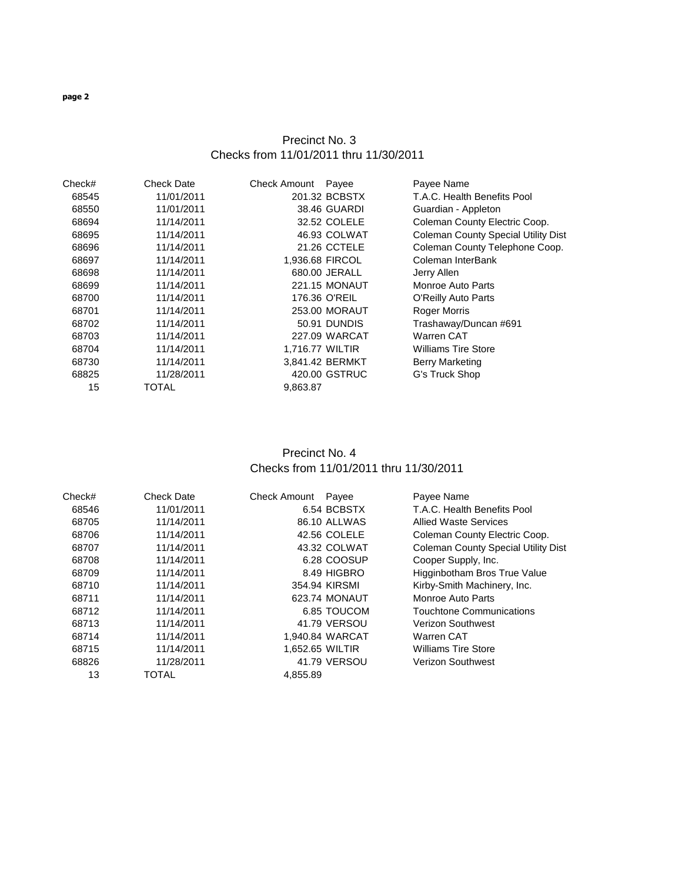## Precinct No. 3
### Checks from 11/01/2011 thru 11/30/2011

| Check# | Check Date | Check Amount | Payee | Payee Name |
|---|---|---|---|---|
| 68545 | 11/01/2011 | 201.32 | BCBSTX | T.A.C. Health Benefits Pool |
| 68550 | 11/01/2011 | 38.46 | GUARDI | Guardian - Appleton |
| 68694 | 11/14/2011 | 32.52 | COLELE | Coleman County Electric Coop. |
| 68695 | 11/14/2011 | 46.93 | COLWAT | Coleman County Special Utility Dist |
| 68696 | 11/14/2011 | 21.26 | CCTELE | Coleman County Telephone Coop. |
| 68697 | 11/14/2011 | 1,936.68 | FIRCOL | Coleman InterBank |
| 68698 | 11/14/2011 | 680.00 | JERALL | Jerry Allen |
| 68699 | 11/14/2011 | 221.15 | MONAUT | Monroe Auto Parts |
| 68700 | 11/14/2011 | 176.36 | O'REIL | O'Reilly Auto Parts |
| 68701 | 11/14/2011 | 253.00 | MORAUT | Roger Morris |
| 68702 | 11/14/2011 | 50.91 | DUNDIS | Trashaway/Duncan #691 |
| 68703 | 11/14/2011 | 227.09 | WARCAT | Warren CAT |
| 68704 | 11/14/2011 | 1,716.77 | WILTIR | Williams Tire Store |
| 68730 | 11/14/2011 | 3,841.42 | BERMKT | Berry Marketing |
| 68825 | 11/28/2011 | 420.00 | GSTRUC | G's Truck Shop |
| 15 | TOTAL | 9,863.87 | | |

## Precinct No. 4
### Checks from 11/01/2011 thru 11/30/2011

| Check# | Check Date | Check Amount | Payee | Payee Name |
|---|---|---|---|---|
| 68546 | 11/01/2011 | 6.54 | BCBSTX | T.A.C. Health Benefits Pool |
| 68705 | 11/14/2011 | 86.10 | ALLWAS | Allied Waste Services |
| 68706 | 11/14/2011 | 42.56 | COLELE | Coleman County Electric Coop. |
| 68707 | 11/14/2011 | 43.32 | COLWAT | Coleman County Special Utility Dist |
| 68708 | 11/14/2011 | 6.28 | COOSUP | Cooper Supply, Inc. |
| 68709 | 11/14/2011 | 8.49 | HIGBRO | Higginbotham Bros True Value |
| 68710 | 11/14/2011 | 354.94 | KIRSMI | Kirby-Smith Machinery, Inc. |
| 68711 | 11/14/2011 | 623.74 | MONAUT | Monroe Auto Parts |
| 68712 | 11/14/2011 | 6.85 | TOUCOM | Touchtone Communications |
| 68713 | 11/14/2011 | 41.79 | VERSOU | Verizon Southwest |
| 68714 | 11/14/2011 | 1,940.84 | WARCAT | Warren CAT |
| 68715 | 11/14/2011 | 1,652.65 | WILTIR | Williams Tire Store |
| 68826 | 11/28/2011 | 41.79 | VERSOU | Verizon Southwest |
| 13 | TOTAL | 4,855.89 | | |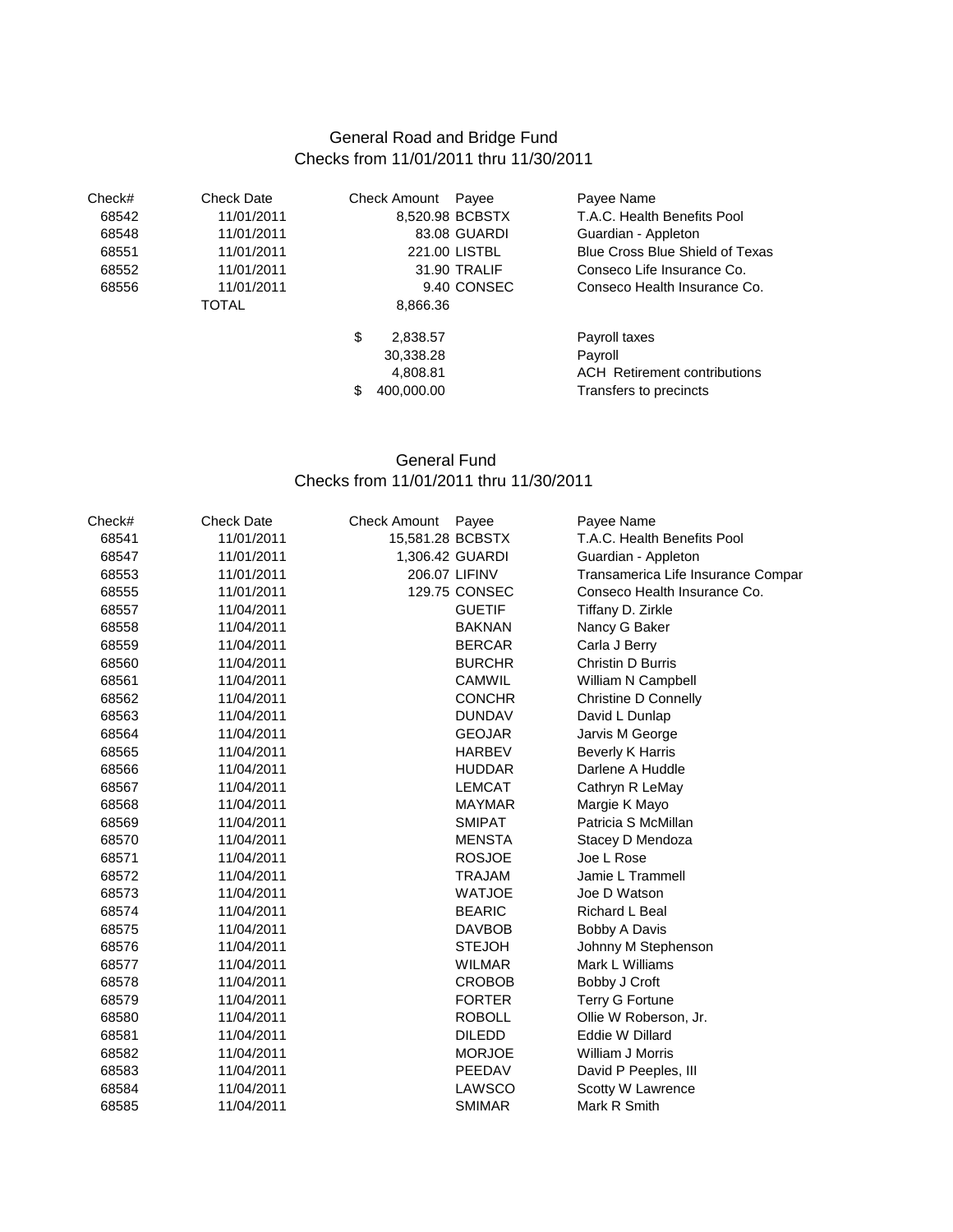## General Road and Bridge Fund
### Checks from 11/01/2011 thru 11/30/2011

| Check# | Check Date | Check Amount | Payee | Payee Name |
|---|---|---|---|---|
| 68542 | 11/01/2011 | 8,520.98 | BCBSTX | T.A.C. Health Benefits Pool |
| 68548 | 11/01/2011 | 83.08 | GUARDI | Guardian - Appleton |
| 68551 | 11/01/2011 | 221.00 | LISTBL | Blue Cross Blue Shield of Texas |
| 68552 | 11/01/2011 | 31.90 | TRALIF | Conseco Life Insurance Co. |
| 68556 | 11/01/2011 | 9.40 | CONSEC | Conseco Health Insurance Co. |
| | TOTAL | 8,866.36 | | |
| | | $ 2,838.57 | | Payroll taxes |
| | | 30,338.28 | | Payroll |
| | | 4,808.81 | | ACH Retirement contributions |
| | | $ 400,000.00 | | Transfers to precincts |

## General Fund
### Checks from 11/01/2011 thru 11/30/2011

| Check# | Check Date | Check Amount | Payee | Payee Name |
|---|---|---|---|---|
| 68541 | 11/01/2011 | 15,581.28 | BCBSTX | T.A.C. Health Benefits Pool |
| 68547 | 11/01/2011 | 1,306.42 | GUARDI | Guardian - Appleton |
| 68553 | 11/01/2011 | 206.07 | LIFINV | Transamerica Life Insurance Compar |
| 68555 | 11/01/2011 | 129.75 | CONSEC | Conseco Health Insurance Co. |
| 68557 | 11/04/2011 | | GUETIF | Tiffany D. Zirkle |
| 68558 | 11/04/2011 | | BAKNAN | Nancy G Baker |
| 68559 | 11/04/2011 | | BERCAR | Carla J Berry |
| 68560 | 11/04/2011 | | BURCHR | Christin D Burris |
| 68561 | 11/04/2011 | | CAMWIL | William N Campbell |
| 68562 | 11/04/2011 | | CONCHR | Christine D Connelly |
| 68563 | 11/04/2011 | | DUNDAV | David L Dunlap |
| 68564 | 11/04/2011 | | GEOJAR | Jarvis M George |
| 68565 | 11/04/2011 | | HARBEV | Beverly K Harris |
| 68566 | 11/04/2011 | | HUDDAR | Darlene A Huddle |
| 68567 | 11/04/2011 | | LEMCAT | Cathryn R LeMay |
| 68568 | 11/04/2011 | | MAYMAR | Margie K Mayo |
| 68569 | 11/04/2011 | | SMIPAT | Patricia S McMillan |
| 68570 | 11/04/2011 | | MENSTA | Stacey D Mendoza |
| 68571 | 11/04/2011 | | ROSJOE | Joe L Rose |
| 68572 | 11/04/2011 | | TRAJAM | Jamie L Trammell |
| 68573 | 11/04/2011 | | WATJOE | Joe D Watson |
| 68574 | 11/04/2011 | | BEARIC | Richard L Beal |
| 68575 | 11/04/2011 | | DAVBOB | Bobby A Davis |
| 68576 | 11/04/2011 | | STEJOH | Johnny M Stephenson |
| 68577 | 11/04/2011 | | WILMAR | Mark L Williams |
| 68578 | 11/04/2011 | | CROBOB | Bobby J Croft |
| 68579 | 11/04/2011 | | FORTER | Terry G Fortune |
| 68580 | 11/04/2011 | | ROBOLL | Ollie W Roberson, Jr. |
| 68581 | 11/04/2011 | | DILEDD | Eddie W Dillard |
| 68582 | 11/04/2011 | | MORJOE | William J Morris |
| 68583 | 11/04/2011 | | PEEDAV | David P Peeples, III |
| 68584 | 11/04/2011 | | LAWSCO | Scotty W Lawrence |
| 68585 | 11/04/2011 | | SMIMAR | Mark R Smith |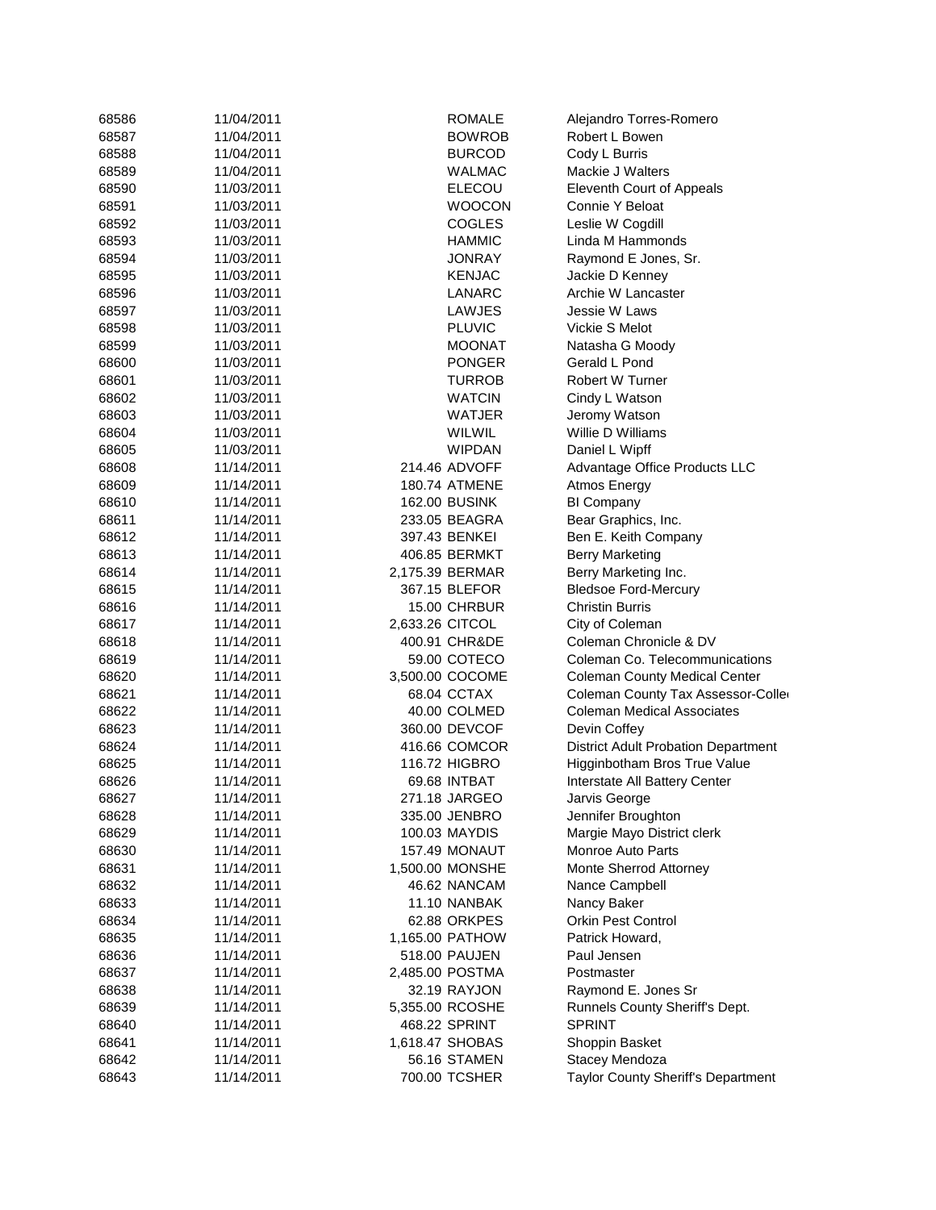| | | | | |
|---|---|---|---|---|
| 68586 | 11/04/2011 | | ROMALE | Alejandro Torres-Romero |
| 68587 | 11/04/2011 | | BOWROB | Robert L Bowen |
| 68588 | 11/04/2011 | | BURCOD | Cody L Burris |
| 68589 | 11/04/2011 | | WALMAC | Mackie J Walters |
| 68590 | 11/03/2011 | | ELECOU | Eleventh Court of Appeals |
| 68591 | 11/03/2011 | | WOOCON | Connie Y Beloat |
| 68592 | 11/03/2011 | | COGLES | Leslie W Cogdill |
| 68593 | 11/03/2011 | | HAMMIC | Linda M Hammonds |
| 68594 | 11/03/2011 | | JONRAY | Raymond E Jones, Sr. |
| 68595 | 11/03/2011 | | KENJAC | Jackie D Kenney |
| 68596 | 11/03/2011 | | LANARC | Archie W Lancaster |
| 68597 | 11/03/2011 | | LAWJES | Jessie W Laws |
| 68598 | 11/03/2011 | | PLUVIC | Vickie S Melot |
| 68599 | 11/03/2011 | | MOONAT | Natasha G Moody |
| 68600 | 11/03/2011 | | PONGER | Gerald L Pond |
| 68601 | 11/03/2011 | | TURROB | Robert W Turner |
| 68602 | 11/03/2011 | | WATCIN | Cindy L Watson |
| 68603 | 11/03/2011 | | WATJER | Jeromy Watson |
| 68604 | 11/03/2011 | | WILWIL | Willie D Williams |
| 68605 | 11/03/2011 | | WIPDAN | Daniel L Wipff |
| 68608 | 11/14/2011 | 214.46 | ADVOFF | Advantage Office Products LLC |
| 68609 | 11/14/2011 | 180.74 | ATMENE | Atmos Energy |
| 68610 | 11/14/2011 | 162.00 | BUSINK | BI Company |
| 68611 | 11/14/2011 | 233.05 | BEAGRA | Bear Graphics, Inc. |
| 68612 | 11/14/2011 | 397.43 | BENKEI | Ben E. Keith Company |
| 68613 | 11/14/2011 | 406.85 | BERMKT | Berry Marketing |
| 68614 | 11/14/2011 | 2,175.39 | BERMAR | Berry Marketing Inc. |
| 68615 | 11/14/2011 | 367.15 | BLEFOR | Bledsoe Ford-Mercury |
| 68616 | 11/14/2011 | 15.00 | CHRBUR | Christin Burris |
| 68617 | 11/14/2011 | 2,633.26 | CITCOL | City of Coleman |
| 68618 | 11/14/2011 | 400.91 | CHR&DE | Coleman Chronicle & DV |
| 68619 | 11/14/2011 | 59.00 | COTECO | Coleman Co. Telecommunications |
| 68620 | 11/14/2011 | 3,500.00 | COCOME | Coleman County Medical Center |
| 68621 | 11/14/2011 | 68.04 | CCTAX | Coleman County Tax Assessor-Colle |
| 68622 | 11/14/2011 | 40.00 | COLMED | Coleman Medical Associates |
| 68623 | 11/14/2011 | 360.00 | DEVCOF | Devin Coffey |
| 68624 | 11/14/2011 | 416.66 | COMCOR | District Adult Probation Department |
| 68625 | 11/14/2011 | 116.72 | HIGBRO | Higginbotham Bros True Value |
| 68626 | 11/14/2011 | 69.68 | INTBAT | Interstate All Battery Center |
| 68627 | 11/14/2011 | 271.18 | JARGEO | Jarvis George |
| 68628 | 11/14/2011 | 335.00 | JENBRO | Jennifer Broughton |
| 68629 | 11/14/2011 | 100.03 | MAYDIS | Margie Mayo District clerk |
| 68630 | 11/14/2011 | 157.49 | MONAUT | Monroe Auto Parts |
| 68631 | 11/14/2011 | 1,500.00 | MONSHE | Monte Sherrod Attorney |
| 68632 | 11/14/2011 | 46.62 | NANCAM | Nance Campbell |
| 68633 | 11/14/2011 | 11.10 | NANBAK | Nancy Baker |
| 68634 | 11/14/2011 | 62.88 | ORKPES | Orkin Pest Control |
| 68635 | 11/14/2011 | 1,165.00 | PATHOW | Patrick Howard, |
| 68636 | 11/14/2011 | 518.00 | PAUJEN | Paul Jensen |
| 68637 | 11/14/2011 | 2,485.00 | POSTMA | Postmaster |
| 68638 | 11/14/2011 | 32.19 | RAYJON | Raymond E. Jones Sr |
| 68639 | 11/14/2011 | 5,355.00 | RCOSHE | Runnels County Sheriff's Dept. |
| 68640 | 11/14/2011 | 468.22 | SPRINT | SPRINT |
| 68641 | 11/14/2011 | 1,618.47 | SHOBAS | Shoppin Basket |
| 68642 | 11/14/2011 | 56.16 | STAMEN | Stacey Mendoza |
| 68643 | 11/14/2011 | 700.00 | TCSHER | Taylor County Sheriff's Department |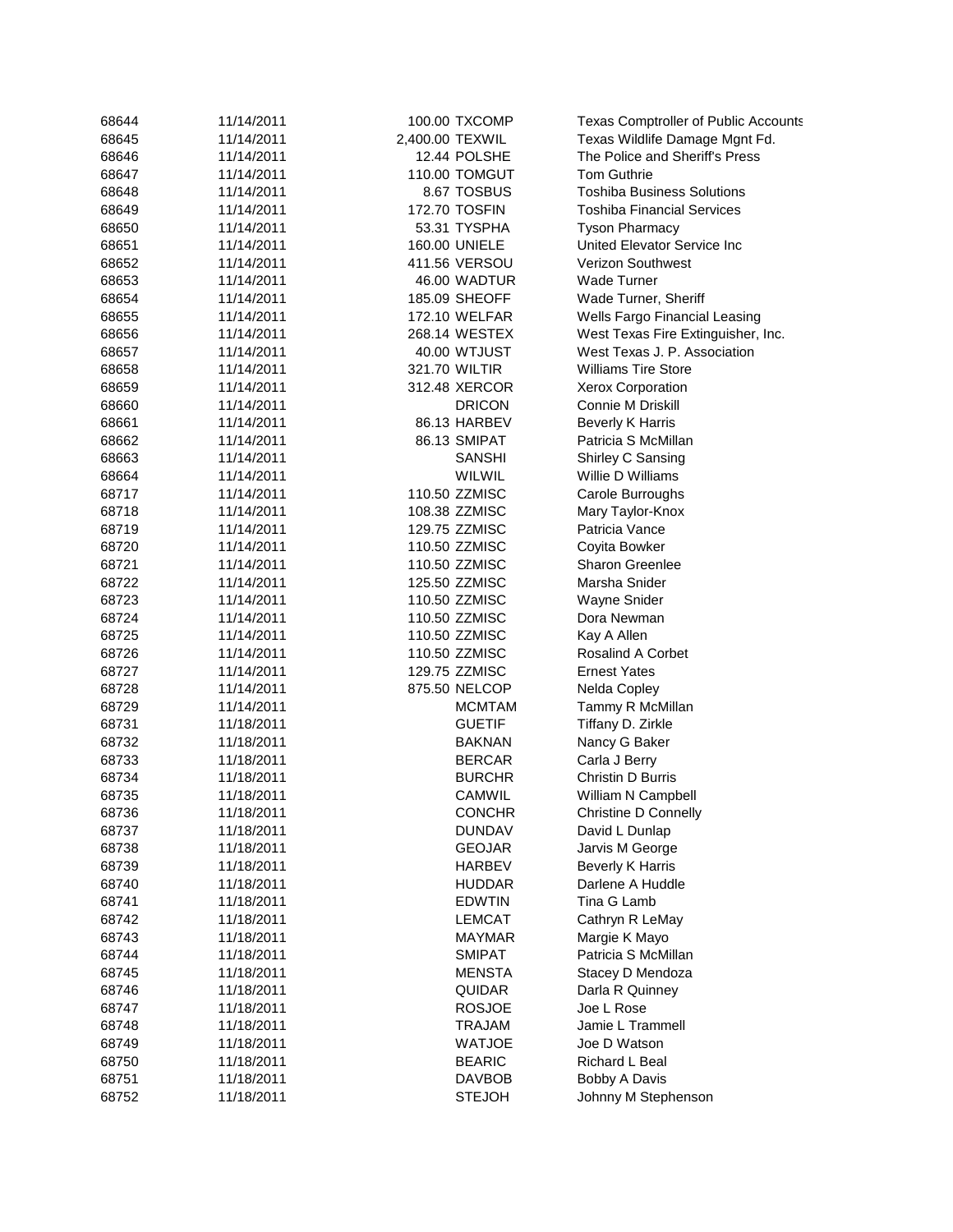| | | | | |
|---|---|---|---|---|
| 68644 | 11/14/2011 | 100.00 | TXCOMP | Texas Comptroller of Public Accounts |
| 68645 | 11/14/2011 | 2,400.00 | TEXWIL | Texas Wildlife Damage Mgnt Fd. |
| 68646 | 11/14/2011 | 12.44 | POLSHE | The Police and Sheriff's Press |
| 68647 | 11/14/2011 | 110.00 | TOMGUT | Tom Guthrie |
| 68648 | 11/14/2011 | 8.67 | TOSBUS | Toshiba Business Solutions |
| 68649 | 11/14/2011 | 172.70 | TOSFIN | Toshiba Financial Services |
| 68650 | 11/14/2011 | 53.31 | TYSPHA | Tyson Pharmacy |
| 68651 | 11/14/2011 | 160.00 | UNIELE | United Elevator Service Inc |
| 68652 | 11/14/2011 | 411.56 | VERSOU | Verizon Southwest |
| 68653 | 11/14/2011 | 46.00 | WADTUR | Wade Turner |
| 68654 | 11/14/2011 | 185.09 | SHEOFF | Wade Turner, Sheriff |
| 68655 | 11/14/2011 | 172.10 | WELFAR | Wells Fargo Financial Leasing |
| 68656 | 11/14/2011 | 268.14 | WESTEX | West Texas Fire Extinguisher, Inc. |
| 68657 | 11/14/2011 | 40.00 | WTJUST | West Texas J. P. Association |
| 68658 | 11/14/2011 | 321.70 | WILTIR | Williams Tire Store |
| 68659 | 11/14/2011 | 312.48 | XERCOR | Xerox Corporation |
| 68660 | 11/14/2011 | | DRICON | Connie M Driskill |
| 68661 | 11/14/2011 | 86.13 | HARBEV | Beverly K Harris |
| 68662 | 11/14/2011 | 86.13 | SMIPAT | Patricia S McMillan |
| 68663 | 11/14/2011 | | SANSHI | Shirley C Sansing |
| 68664 | 11/14/2011 | | WILWIL | Willie D Williams |
| 68717 | 11/14/2011 | 110.50 | ZZMISC | Carole Burroughs |
| 68718 | 11/14/2011 | 108.38 | ZZMISC | Mary Taylor-Knox |
| 68719 | 11/14/2011 | 129.75 | ZZMISC | Patricia Vance |
| 68720 | 11/14/2011 | 110.50 | ZZMISC | Coyita Bowker |
| 68721 | 11/14/2011 | 110.50 | ZZMISC | Sharon Greenlee |
| 68722 | 11/14/2011 | 125.50 | ZZMISC | Marsha Snider |
| 68723 | 11/14/2011 | 110.50 | ZZMISC | Wayne Snider |
| 68724 | 11/14/2011 | 110.50 | ZZMISC | Dora Newman |
| 68725 | 11/14/2011 | 110.50 | ZZMISC | Kay A Allen |
| 68726 | 11/14/2011 | 110.50 | ZZMISC | Rosalind A Corbet |
| 68727 | 11/14/2011 | 129.75 | ZZMISC | Ernest Yates |
| 68728 | 11/14/2011 | 875.50 | NELCOP | Nelda Copley |
| 68729 | 11/14/2011 | | MCMTAM | Tammy R McMillan |
| 68731 | 11/18/2011 | | GUETIF | Tiffany D. Zirkle |
| 68732 | 11/18/2011 | | BAKNAN | Nancy G Baker |
| 68733 | 11/18/2011 | | BERCAR | Carla J Berry |
| 68734 | 11/18/2011 | | BURCHR | Christin D Burris |
| 68735 | 11/18/2011 | | CAMWIL | William N Campbell |
| 68736 | 11/18/2011 | | CONCHR | Christine D Connelly |
| 68737 | 11/18/2011 | | DUNDAV | David L Dunlap |
| 68738 | 11/18/2011 | | GEOJAR | Jarvis M George |
| 68739 | 11/18/2011 | | HARBEV | Beverly K Harris |
| 68740 | 11/18/2011 | | HUDDAR | Darlene A Huddle |
| 68741 | 11/18/2011 | | EDWTIN | Tina G Lamb |
| 68742 | 11/18/2011 | | LEMCAT | Cathryn R LeMay |
| 68743 | 11/18/2011 | | MAYMAR | Margie K Mayo |
| 68744 | 11/18/2011 | | SMIPAT | Patricia S McMillan |
| 68745 | 11/18/2011 | | MENSTA | Stacey D Mendoza |
| 68746 | 11/18/2011 | | QUIDAR | Darla R Quinney |
| 68747 | 11/18/2011 | | ROSJOE | Joe L Rose |
| 68748 | 11/18/2011 | | TRAJAM | Jamie L Trammell |
| 68749 | 11/18/2011 | | WATJOE | Joe D Watson |
| 68750 | 11/18/2011 | | BEARIC | Richard L Beal |
| 68751 | 11/18/2011 | | DAVBOB | Bobby A Davis |
| 68752 | 11/18/2011 | | STEJOH | Johnny M Stephenson |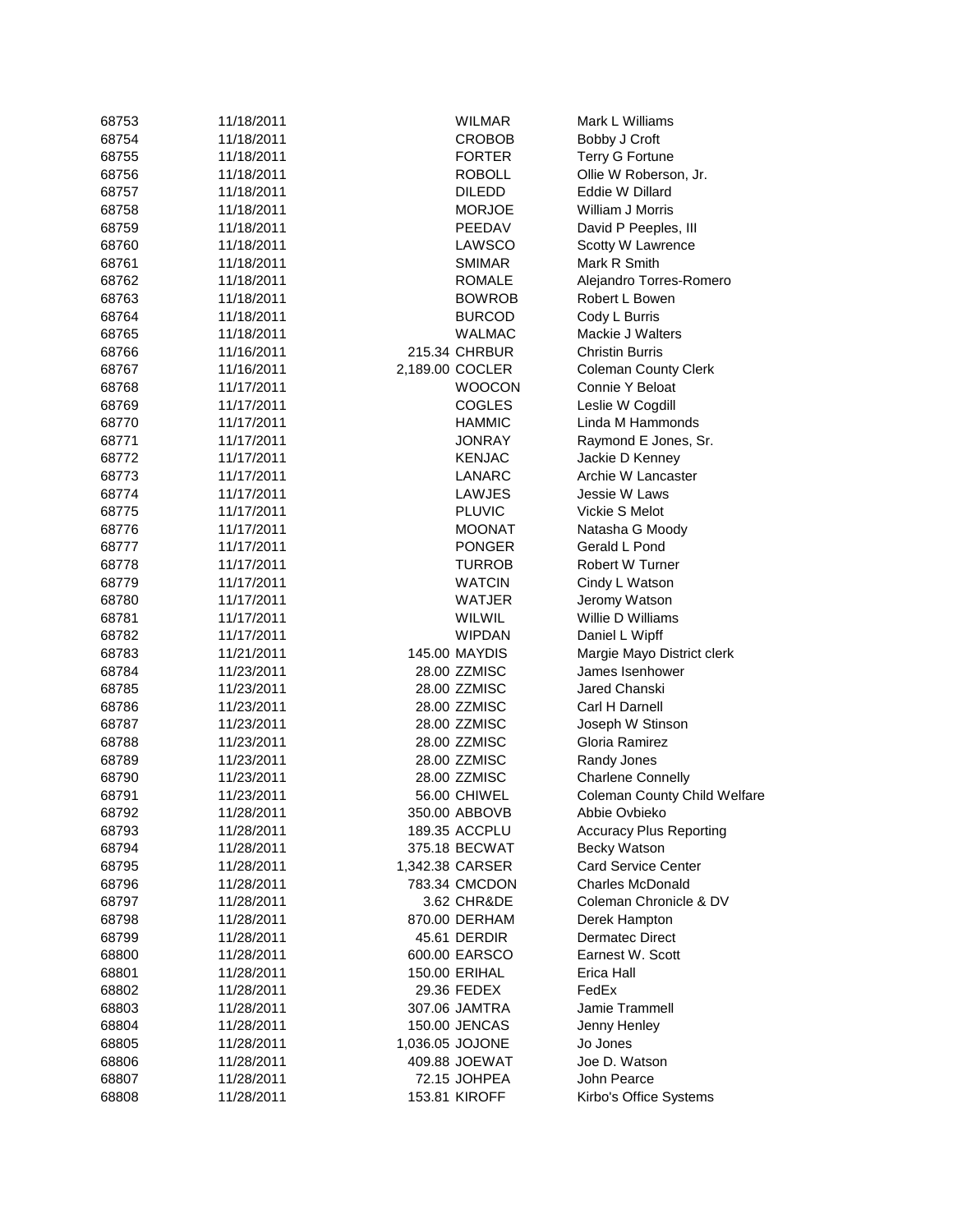| | | | | |
|---|---|---|---|---|
| 68753 | 11/18/2011 | | WILMAR | Mark L Williams |
| 68754 | 11/18/2011 | | CROBOB | Bobby J Croft |
| 68755 | 11/18/2011 | | FORTER | Terry G Fortune |
| 68756 | 11/18/2011 | | ROBOLL | Ollie W Roberson, Jr. |
| 68757 | 11/18/2011 | | DILEDD | Eddie W Dillard |
| 68758 | 11/18/2011 | | MORJOE | William J Morris |
| 68759 | 11/18/2011 | | PEEDAV | David P Peeples, III |
| 68760 | 11/18/2011 | | LAWSCO | Scotty W Lawrence |
| 68761 | 11/18/2011 | | SMIMAR | Mark R Smith |
| 68762 | 11/18/2011 | | ROMALE | Alejandro Torres-Romero |
| 68763 | 11/18/2011 | | BOWROB | Robert L Bowen |
| 68764 | 11/18/2011 | | BURCOD | Cody L Burris |
| 68765 | 11/18/2011 | | WALMAC | Mackie J Walters |
| 68766 | 11/16/2011 | 215.34 | CHRBUR | Christin Burris |
| 68767 | 11/16/2011 | 2,189.00 | COCLER | Coleman County Clerk |
| 68768 | 11/17/2011 | | WOOCON | Connie Y Beloat |
| 68769 | 11/17/2011 | | COGLES | Leslie W Cogdill |
| 68770 | 11/17/2011 | | HAMMIC | Linda M Hammonds |
| 68771 | 11/17/2011 | | JONRAY | Raymond E Jones, Sr. |
| 68772 | 11/17/2011 | | KENJAC | Jackie D Kenney |
| 68773 | 11/17/2011 | | LANARC | Archie W Lancaster |
| 68774 | 11/17/2011 | | LAWJES | Jessie W Laws |
| 68775 | 11/17/2011 | | PLUVIC | Vickie S Melot |
| 68776 | 11/17/2011 | | MOONAT | Natasha G Moody |
| 68777 | 11/17/2011 | | PONGER | Gerald L Pond |
| 68778 | 11/17/2011 | | TURROB | Robert W Turner |
| 68779 | 11/17/2011 | | WATCIN | Cindy L Watson |
| 68780 | 11/17/2011 | | WATJER | Jeromy Watson |
| 68781 | 11/17/2011 | | WILWIL | Willie D Williams |
| 68782 | 11/17/2011 | | WIPDAN | Daniel L Wipff |
| 68783 | 11/21/2011 | 145.00 | MAYDIS | Margie Mayo District clerk |
| 68784 | 11/23/2011 | 28.00 | ZZMISC | James Isenhower |
| 68785 | 11/23/2011 | 28.00 | ZZMISC | Jared Chanski |
| 68786 | 11/23/2011 | 28.00 | ZZMISC | Carl H Darnell |
| 68787 | 11/23/2011 | 28.00 | ZZMISC | Joseph W Stinson |
| 68788 | 11/23/2011 | 28.00 | ZZMISC | Gloria Ramirez |
| 68789 | 11/23/2011 | 28.00 | ZZMISC | Randy Jones |
| 68790 | 11/23/2011 | 28.00 | ZZMISC | Charlene Connelly |
| 68791 | 11/23/2011 | 56.00 | CHIWEL | Coleman County Child Welfare |
| 68792 | 11/28/2011 | 350.00 | ABBOVB | Abbie Ovbieko |
| 68793 | 11/28/2011 | 189.35 | ACCPLU | Accuracy Plus Reporting |
| 68794 | 11/28/2011 | 375.18 | BECWAT | Becky Watson |
| 68795 | 11/28/2011 | 1,342.38 | CARSER | Card Service Center |
| 68796 | 11/28/2011 | 783.34 | CMCDON | Charles McDonald |
| 68797 | 11/28/2011 | 3.62 | CHR&DE | Coleman Chronicle & DV |
| 68798 | 11/28/2011 | 870.00 | DERHAM | Derek Hampton |
| 68799 | 11/28/2011 | 45.61 | DERDIR | Dermatec Direct |
| 68800 | 11/28/2011 | 600.00 | EARSCO | Earnest W. Scott |
| 68801 | 11/28/2011 | 150.00 | ERIHAL | Erica Hall |
| 68802 | 11/28/2011 | 29.36 | FEDEX | FedEx |
| 68803 | 11/28/2011 | 307.06 | JAMTRA | Jamie Trammell |
| 68804 | 11/28/2011 | 150.00 | JENCAS | Jenny Henley |
| 68805 | 11/28/2011 | 1,036.05 | JOJONE | Jo Jones |
| 68806 | 11/28/2011 | 409.88 | JOEWAT | Joe D. Watson |
| 68807 | 11/28/2011 | 72.15 | JOHPEA | John Pearce |
| 68808 | 11/28/2011 | 153.81 | KIROFF | Kirbo's Office Systems |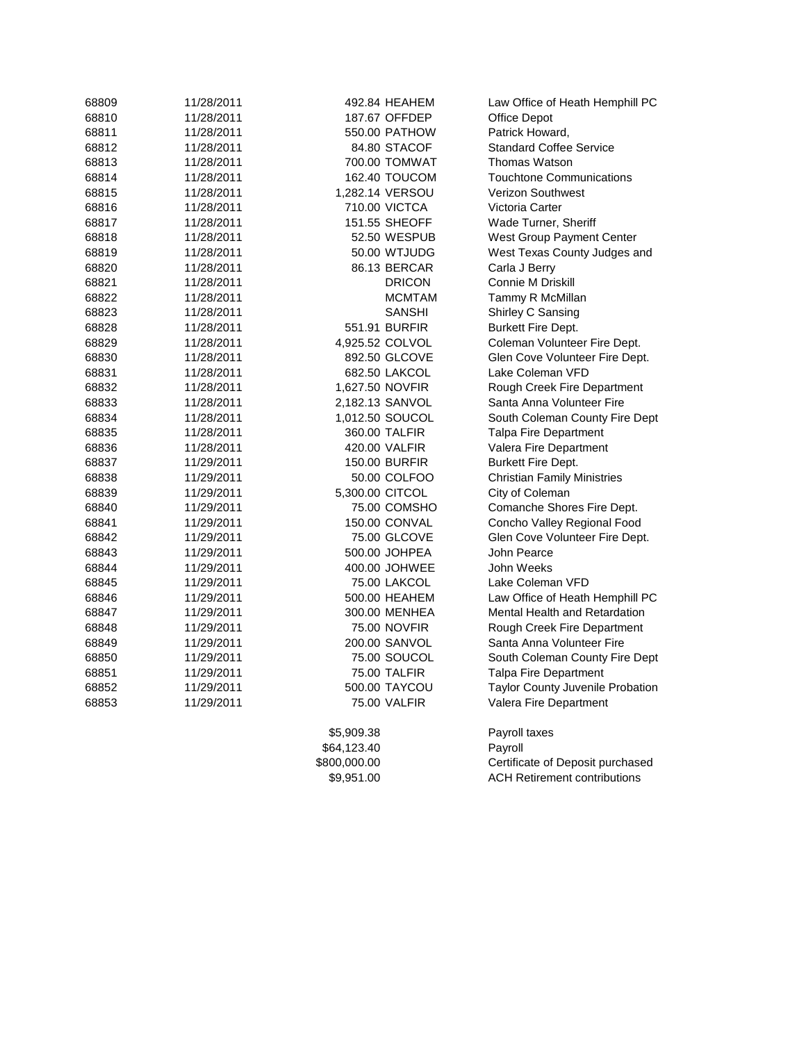| | | | | |
|---|---|---|---|---|
| 68809 | 11/28/2011 | 492.84 | HEAHEM | Law Office of Heath Hemphill PC |
| 68810 | 11/28/2011 | 187.67 | OFFDEP | Office Depot |
| 68811 | 11/28/2011 | 550.00 | PATHOW | Patrick Howard, |
| 68812 | 11/28/2011 | 84.80 | STACOF | Standard Coffee Service |
| 68813 | 11/28/2011 | 700.00 | TOMWAT | Thomas Watson |
| 68814 | 11/28/2011 | 162.40 | TOUCOM | Touchtone Communications |
| 68815 | 11/28/2011 | 1,282.14 | VERSOU | Verizon Southwest |
| 68816 | 11/28/2011 | 710.00 | VICTCA | Victoria Carter |
| 68817 | 11/28/2011 | 151.55 | SHEOFF | Wade Turner, Sheriff |
| 68818 | 11/28/2011 | 52.50 | WESPUB | West Group Payment Center |
| 68819 | 11/28/2011 | 50.00 | WTJUDG | West Texas County Judges and |
| 68820 | 11/28/2011 | 86.13 | BERCAR | Carla J Berry |
| 68821 | 11/28/2011 | | DRICON | Connie M Driskill |
| 68822 | 11/28/2011 | | MCMTAM | Tammy R McMillan |
| 68823 | 11/28/2011 | | SANSHI | Shirley C Sansing |
| 68828 | 11/28/2011 | 551.91 | BURFIR | Burkett Fire Dept. |
| 68829 | 11/28/2011 | 4,925.52 | COLVOL | Coleman Volunteer Fire Dept. |
| 68830 | 11/28/2011 | 892.50 | GLCOVE | Glen Cove Volunteer Fire Dept. |
| 68831 | 11/28/2011 | 682.50 | LAKCOL | Lake Coleman VFD |
| 68832 | 11/28/2011 | 1,627.50 | NOVFIR | Rough Creek Fire Department |
| 68833 | 11/28/2011 | 2,182.13 | SANVOL | Santa Anna Volunteer Fire |
| 68834 | 11/28/2011 | 1,012.50 | SOUCOL | South Coleman County Fire Dept |
| 68835 | 11/28/2011 | 360.00 | TALFIR | Talpa Fire Department |
| 68836 | 11/28/2011 | 420.00 | VALFIR | Valera Fire Department |
| 68837 | 11/29/2011 | 150.00 | BURFIR | Burkett Fire Dept. |
| 68838 | 11/29/2011 | 50.00 | COLFOO | Christian Family Ministries |
| 68839 | 11/29/2011 | 5,300.00 | CITCOL | City of Coleman |
| 68840 | 11/29/2011 | 75.00 | COMSHO | Comanche Shores Fire Dept. |
| 68841 | 11/29/2011 | 150.00 | CONVAL | Concho Valley Regional Food |
| 68842 | 11/29/2011 | 75.00 | GLCOVE | Glen Cove Volunteer Fire Dept. |
| 68843 | 11/29/2011 | 500.00 | JOHPEA | John Pearce |
| 68844 | 11/29/2011 | 400.00 | JOHWEE | John Weeks |
| 68845 | 11/29/2011 | 75.00 | LAKCOL | Lake Coleman VFD |
| 68846 | 11/29/2011 | 500.00 | HEAHEM | Law Office of Heath Hemphill PC |
| 68847 | 11/29/2011 | 300.00 | MENHEA | Mental Health and Retardation |
| 68848 | 11/29/2011 | 75.00 | NOVFIR | Rough Creek Fire Department |
| 68849 | 11/29/2011 | 200.00 | SANVOL | Santa Anna Volunteer Fire |
| 68850 | 11/29/2011 | 75.00 | SOUCOL | South Coleman County Fire Dept |
| 68851 | 11/29/2011 | 75.00 | TALFIR | Talpa Fire Department |
| 68852 | 11/29/2011 | 500.00 | TAYCOU | Taylor County Juvenile Probation |
| 68853 | 11/29/2011 | 75.00 | VALFIR | Valera Fire Department |
| | | $5,909.38 | | Payroll taxes |
| | | $64,123.40 | | Payroll |
| | | $800,000.00 | | Certificate of Deposit purchased |
| | | $9,951.00 | | ACH Retirement contributions |